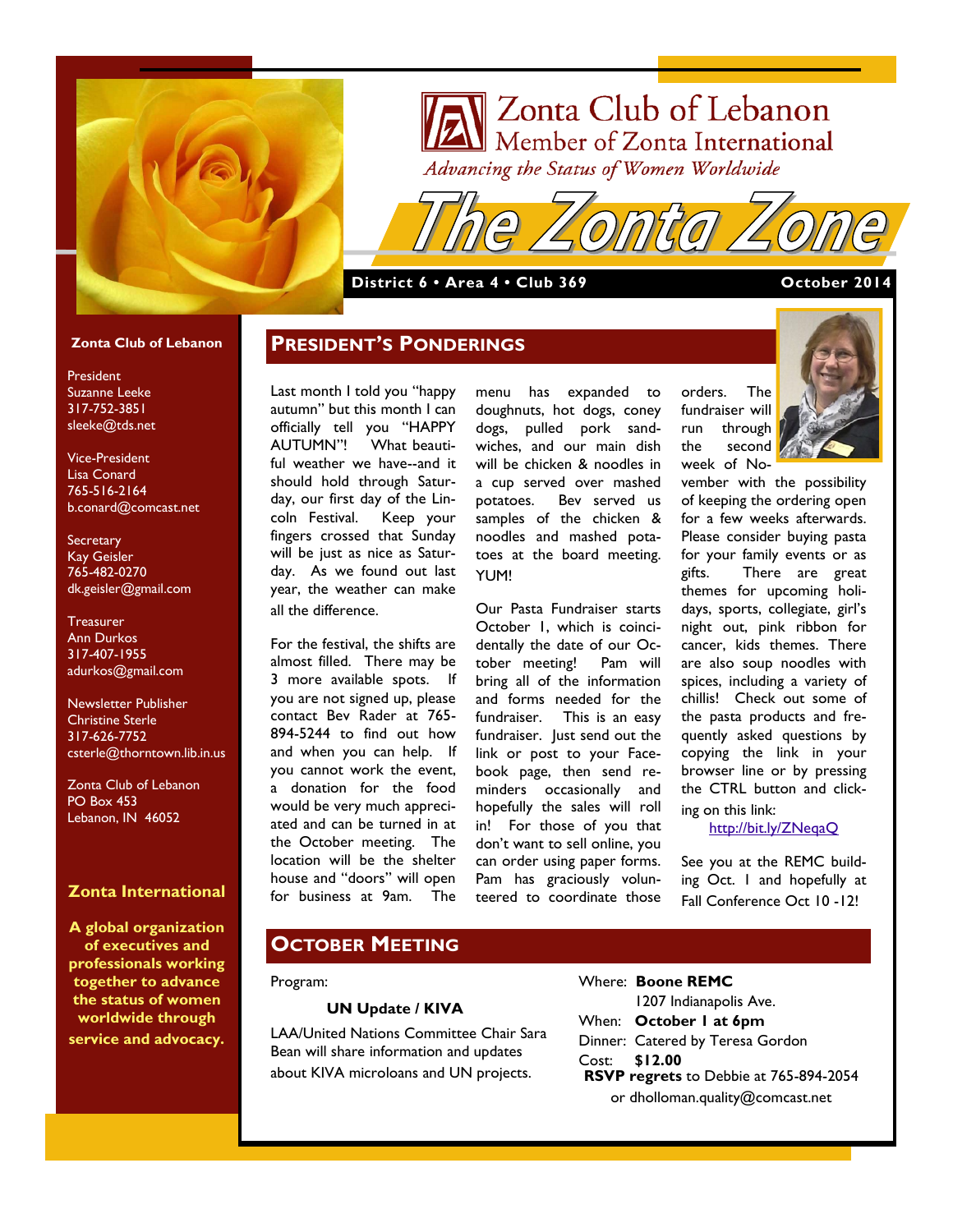# Zonta Club of Lebanon

Member of Zonta International

*Advancing the Status of Women Worldwide*

# The Zonta Zone

**District 6 • Area 4 • Club 369** — **October 2014**

**Zonta Club of Lebanon**

President
Suzanne Leeke
317-752-3851
sleeke@tds.net

Vice-President
Lisa Conard
765-516-2164
b.conard@comcast.net

Secretary
Kay Geisler
765-482-0270
dk.geisler@gmail.com

Treasurer
Ann Durkos
317-407-1955
adurkos@gmail.com

Newsletter Publisher
Christine Sterle
317-626-7752
csterle@thorntown.lib.in.us

Zonta Club of Lebanon
PO Box 453
Lebanon, IN 46052

**Zonta International**

**A global organization of executives and professionals working together to advance the status of women worldwide through service and advocacy.**

## President's Ponderings

Last month I told you "happy autumn" but this month I can officially tell you "HAPPY AUTUMN"! What beautiful weather we have--and it should hold through Saturday, our first day of the Lincoln Festival. Keep your fingers crossed that Sunday will be just as nice as Saturday. As we found out last year, the weather can make all the difference.

For the festival, the shifts are almost filled. There may be 3 more available spots. If you are not signed up, please contact Bev Rader at 765-894-5244 to find out how and when you can help. If you cannot work the event, a donation for the food would be very much appreciated and can be turned in at the October meeting. The location will be the shelter house and "doors" will open for business at 9am. The menu has expanded to doughnuts, hot dogs, coney dogs, pulled pork sandwiches, and our main dish will be chicken & noodles in a cup served over mashed potatoes. Bev served us samples of the chicken & noodles and mashed potatoes at the board meeting. YUM!

Our Pasta Fundraiser starts October 1, which is coincidentally the date of our October meeting! Pam will bring all of the information and forms needed for the fundraiser. This is an easy fundraiser. Just send out the link or post to your Facebook page, then send reminders occasionally and hopefully the sales will roll in! For those of you that don't want to sell online, you can order using paper forms. Pam has graciously volunteered to coordinate those orders. The fundraiser will run through the second week of November with the possibility of keeping the ordering open for a few weeks afterwards. Please consider buying pasta for your family events or as gifts. There are great themes for upcoming holidays, sports, collegiate, girl's night out, pink ribbon for cancer, kids themes. There are also soup noodles with spices, including a variety of chillis! Check out some of the pasta products and frequently asked questions by copying the link in your browser line or by pressing the CTRL button and clicking on this link:

http://bit.ly/ZNeqaQ

See you at the REMC building Oct. 1 and hopefully at Fall Conference Oct 10 -12!

## October Meeting

Program:

**UN Update / KIVA**

LAA/United Nations Committee Chair Sara Bean will share information and updates about KIVA microloans and UN projects.

Where: **Boone REMC**
1207 Indianapolis Ave.
When: **October 1 at 6pm**
Dinner: Catered by Teresa Gordon
Cost: **$12.00**
**RSVP regrets** to Debbie at 765-894-2054 or dholloman.quality@comcast.net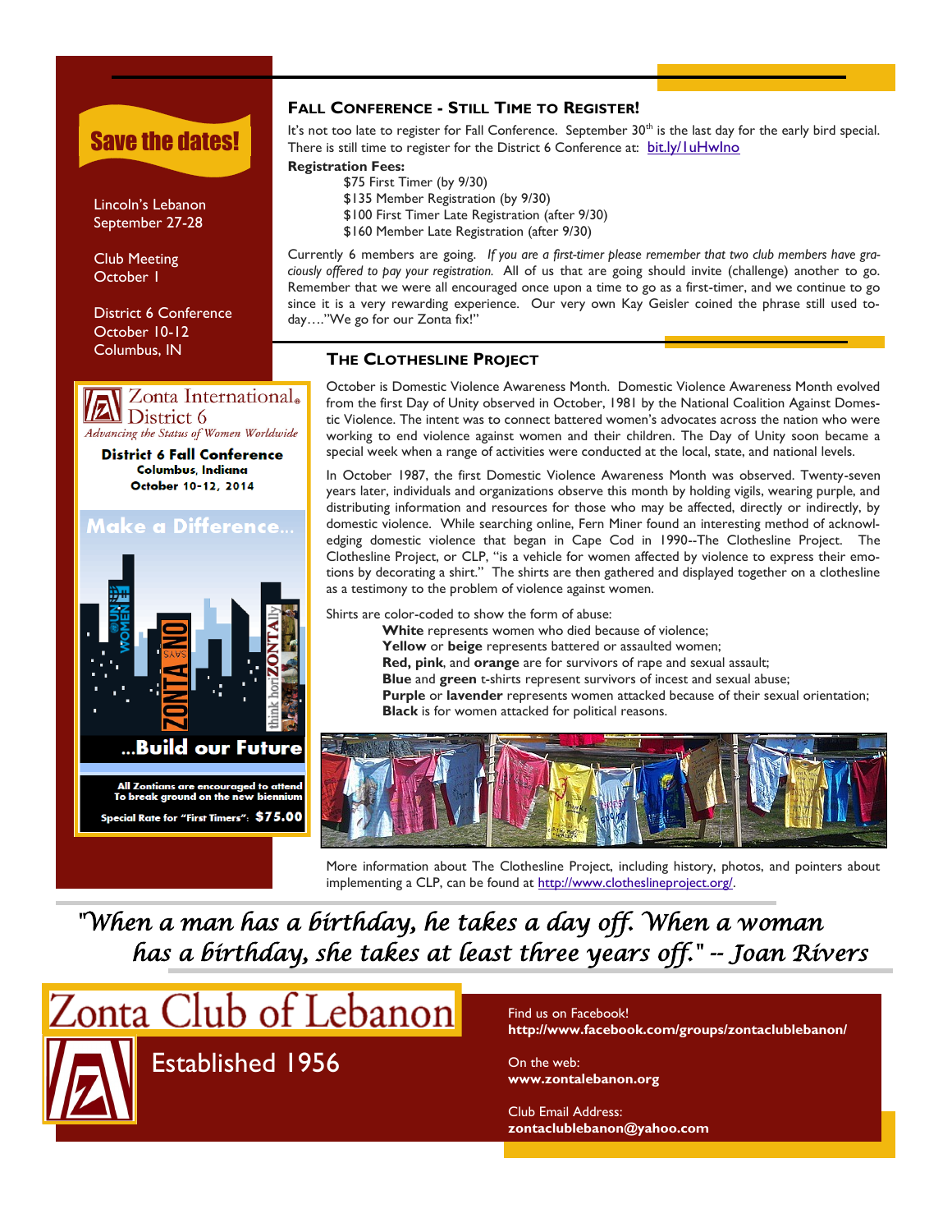## Save the dates!

Lincoln's Lebanon
September 27-28

Club Meeting
October 1

District 6 Conference
October 10-12
Columbus, IN

Zonta International District 6
*Advancing the Status of Women Worldwide*

**District 6 Fall Conference**
**Columbus, Indiana**
**October 10-12, 2014**

**Make a Difference...**

**...Build our Future**

**All Zontians are encouraged to attend To break ground on the new biennium**

**Special Rate for "First Timers": $75.00**

## Fall Conference - Still Time to Register!

It's not too late to register for Fall Conference. September 30th is the last day for the early bird special. There is still time to register for the District 6 Conference at: bit.ly/1uHwlno

**Registration Fees:**

$75 First Timer (by 9/30)
$135 Member Registration (by 9/30)
$100 First Timer Late Registration (after 9/30)
$160 Member Late Registration (after 9/30)

Currently 6 members are going. *If you are a first-timer please remember that two club members have graciously offered to pay your registration.* All of us that are going should invite (challenge) another to go. Remember that we were all encouraged once upon a time to go as a first-timer, and we continue to go since it is a very rewarding experience. Our very own Kay Geisler coined the phrase still used today…."We go for our Zonta fix!"

## The Clothesline Project

October is Domestic Violence Awareness Month. Domestic Violence Awareness Month evolved from the first Day of Unity observed in October, 1981 by the National Coalition Against Domestic Violence. The intent was to connect battered women's advocates across the nation who were working to end violence against women and their children. The Day of Unity soon became a special week when a range of activities were conducted at the local, state, and national levels.

In October 1987, the first Domestic Violence Awareness Month was observed. Twenty-seven years later, individuals and organizations observe this month by holding vigils, wearing purple, and distributing information and resources for those who may be affected, directly or indirectly, by domestic violence. While searching online, Fern Miner found an interesting method of acknowledging domestic violence that began in Cape Cod in 1990--The Clothesline Project. The Clothesline Project, or CLP, "is a vehicle for women affected by violence to express their emotions by decorating a shirt." The shirts are then gathered and displayed together on a clothesline as a testimony to the problem of violence against women.

Shirts are color-coded to show the form of abuse:

**White** represents women who died because of violence;
**Yellow** or **beige** represents battered or assaulted women;
**Red, pink**, and **orange** are for survivors of rape and sexual assault;
**Blue** and **green** t-shirts represent survivors of incest and sexual abuse;
**Purple** or **lavender** represents women attacked because of their sexual orientation;
**Black** is for women attacked for political reasons.

More information about The Clothesline Project, including history, photos, and pointers about implementing a CLP, can be found at http://www.clotheslineproject.org/.

*"When a man has a birthday, he takes a day off. When a woman has a birthday, she takes at least three years off." -- Joan Rivers*

# Zonta Club of Lebanon

Established 1956

Find us on Facebook!
**http://www.facebook.com/groups/zontaclublebanon/**

On the web:
**www.zontalebanon.org**

Club Email Address:
**zontaclublebanon@yahoo.com**